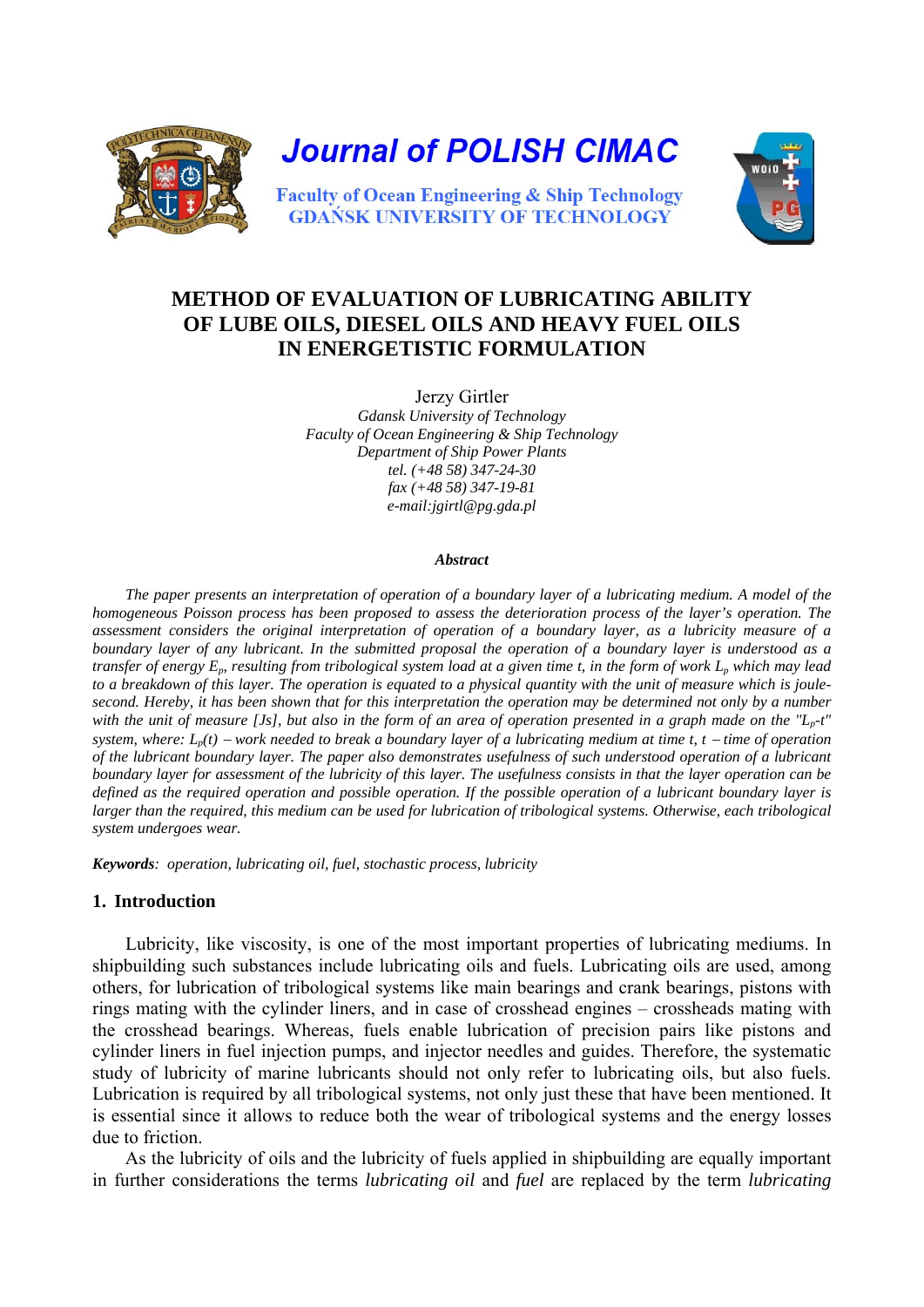Journal of POLISH CIMAC

Faculty of Ocean Engineering & Ship Technology
GDAŃSK UNIVERSITY OF TECHNOLOGY

# METHOD OF EVALUATION OF LUBRICATING ABILITY OF LUBE OILS, DIESEL OILS AND HEAVY FUEL OILS IN ENERGETISTIC FORMULATION

Jerzy Girtler

*Gdansk University of Technology*
*Faculty of Ocean Engineering & Ship Technology*
*Department of Ship Power Plants*
*tel. (+48 58) 347-24-30*
*fax (+48 58) 347-19-81*
*e-mail:jgirtl@pg.gda.pl*

***Abstract***

*The paper presents an interpretation of operation of a boundary layer of a lubricating medium. A model of the homogeneous Poisson process has been proposed to assess the deterioration process of the layer's operation. The assessment considers the original interpretation of operation of a boundary layer, as a lubricity measure of a boundary layer of any lubricant. In the submitted proposal the operation of a boundary layer is understood as a transfer of energy $E_p$, resulting from tribological system load at a given time t, in the form of work $L_p$ which may lead to a breakdown of this layer. The operation is equated to a physical quantity with the unit of measure which is joule-second. Hereby, it has been shown that for this interpretation the operation may be determined not only by a number with the unit of measure [Js], but also in the form of an area of operation presented in a graph made on the "$L_p$-t" system, where: $L_p(t)$ – work needed to break a boundary layer of a lubricating medium at time t, t – time of operation of the lubricant boundary layer. The paper also demonstrates usefulness of such understood operation of a lubricant boundary layer for assessment of the lubricity of this layer. The usefulness consists in that the layer operation can be defined as the required operation and possible operation. If the possible operation of a lubricant boundary layer is larger than the required, this medium can be used for lubrication of tribological systems. Otherwise, each tribological system undergoes wear.*

***Keywords**: operation, lubricating oil, fuel, stochastic process, lubricity*

## 1. Introduction

Lubricity, like viscosity, is one of the most important properties of lubricating mediums. In shipbuilding such substances include lubricating oils and fuels. Lubricating oils are used, among others, for lubrication of tribological systems like main bearings and crank bearings, pistons with rings mating with the cylinder liners, and in case of crosshead engines – crossheads mating with the crosshead bearings. Whereas, fuels enable lubrication of precision pairs like pistons and cylinder liners in fuel injection pumps, and injector needles and guides. Therefore, the systematic study of lubricity of marine lubricants should not only refer to lubricating oils, but also fuels. Lubrication is required by all tribological systems, not only just these that have been mentioned. It is essential since it allows to reduce both the wear of tribological systems and the energy losses due to friction.

As the lubricity of oils and the lubricity of fuels applied in shipbuilding are equally important in further considerations the terms *lubricating oil* and *fuel* are replaced by the term *lubricating*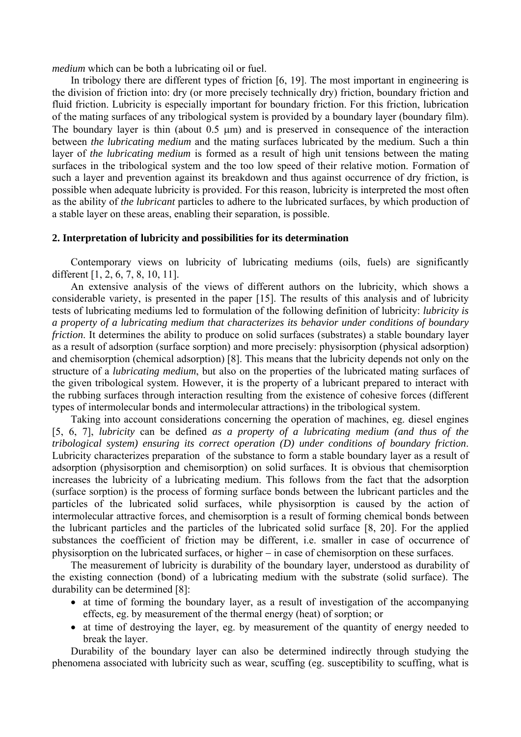*medium* which can be both a lubricating oil or fuel.

In tribology there are different types of friction [6, 19]. The most important in engineering is the division of friction into: dry (or more precisely technically dry) friction, boundary friction and fluid friction. Lubricity is especially important for boundary friction. For this friction, lubrication of the mating surfaces of any tribological system is provided by a boundary layer (boundary film). The boundary layer is thin (about 0.5 μm) and is preserved in consequence of the interaction between *the lubricating medium* and the mating surfaces lubricated by the medium. Such a thin layer of *the lubricating medium* is formed as a result of high unit tensions between the mating surfaces in the tribological system and the too low speed of their relative motion. Formation of such a layer and prevention against its breakdown and thus against occurrence of dry friction, is possible when adequate lubricity is provided. For this reason, lubricity is interpreted the most often as the ability of *the lubricant* particles to adhere to the lubricated surfaces, by which production of a stable layer on these areas, enabling their separation, is possible.

## 2. Interpretation of lubricity and possibilities for its determination

Contemporary views on lubricity of lubricating mediums (oils, fuels) are significantly different [1, 2, 6, 7, 8, 10, 11].

An extensive analysis of the views of different authors on the lubricity, which shows a considerable variety, is presented in the paper [15]. The results of this analysis and of lubricity tests of lubricating mediums led to formulation of the following definition of lubricity: *lubricity is a property of a lubricating medium that characterizes its behavior under conditions of boundary friction*. It determines the ability to produce on solid surfaces (substrates) a stable boundary layer as a result of adsorption (surface sorption) and more precisely: physisorption (physical adsorption) and chemisorption (chemical adsorption) [8]. This means that the lubricity depends not only on the structure of a *lubricating medium*, but also on the properties of the lubricated mating surfaces of the given tribological system. However, it is the property of a lubricant prepared to interact with the rubbing surfaces through interaction resulting from the existence of cohesive forces (different types of intermolecular bonds and intermolecular attractions) in the tribological system.

Taking into account considerations concerning the operation of machines, eg. diesel engines [5, 6, 7], *lubricity* can be defined *as a property of a lubricating medium (and thus of the tribological system) ensuring its correct operation (D) under conditions of boundary friction*. Lubricity characterizes preparation of the substance to form a stable boundary layer as a result of adsorption (physisorption and chemisorption) on solid surfaces. It is obvious that chemisorption increases the lubricity of a lubricating medium. This follows from the fact that the adsorption (surface sorption) is the process of forming surface bonds between the lubricant particles and the particles of the lubricated solid surfaces, while physisorption is caused by the action of intermolecular attractive forces, and chemisorption is a result of forming chemical bonds between the lubricant particles and the particles of the lubricated solid surface [8, 20]. For the applied substances the coefficient of friction may be different, i.e. smaller in case of occurrence of physisorption on the lubricated surfaces, or higher – in case of chemisorption on these surfaces.

The measurement of lubricity is durability of the boundary layer, understood as durability of the existing connection (bond) of a lubricating medium with the substrate (solid surface). The durability can be determined [8]:

- at time of forming the boundary layer, as a result of investigation of the accompanying effects, eg. by measurement of the thermal energy (heat) of sorption; or
- at time of destroying the layer, eg. by measurement of the quantity of energy needed to break the layer.

Durability of the boundary layer can also be determined indirectly through studying the phenomena associated with lubricity such as wear, scuffing (eg. susceptibility to scuffing, what is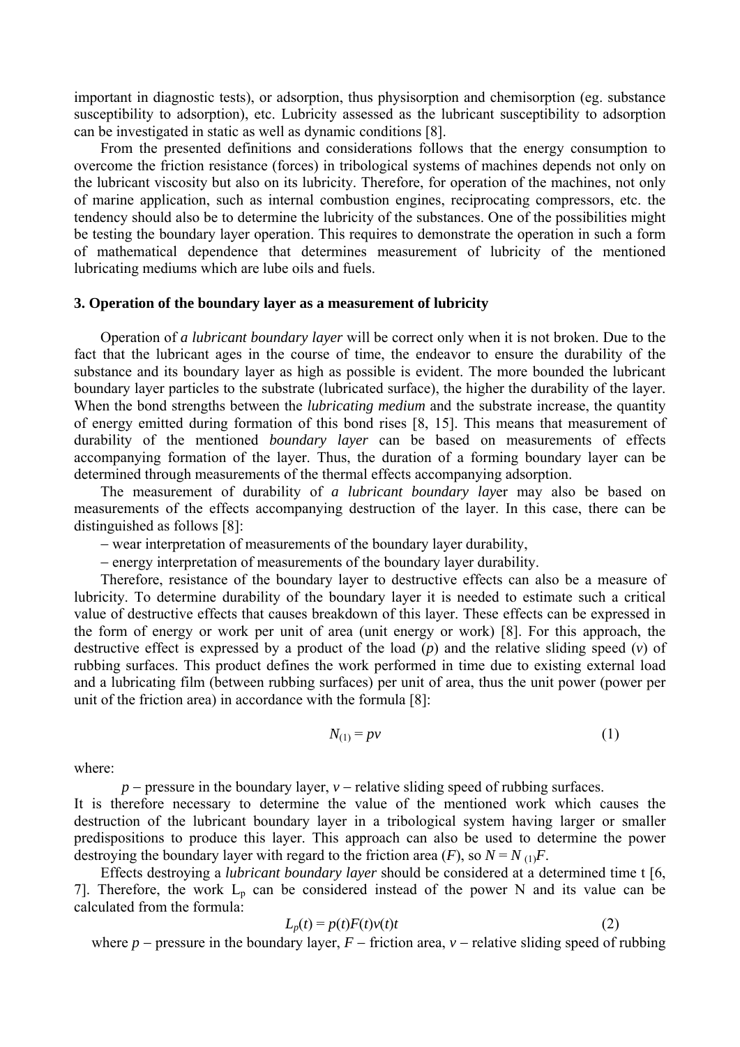important in diagnostic tests), or adsorption, thus physisorption and chemisorption (eg. substance susceptibility to adsorption), etc. Lubricity assessed as the lubricant susceptibility to adsorption can be investigated in static as well as dynamic conditions [8].

From the presented definitions and considerations follows that the energy consumption to overcome the friction resistance (forces) in tribological systems of machines depends not only on the lubricant viscosity but also on its lubricity. Therefore, for operation of the machines, not only of marine application, such as internal combustion engines, reciprocating compressors, etc. the tendency should also be to determine the lubricity of the substances. One of the possibilities might be testing the boundary layer operation. This requires to demonstrate the operation in such a form of mathematical dependence that determines measurement of lubricity of the mentioned lubricating mediums which are lube oils and fuels.

## 3. Operation of the boundary layer as a measurement of lubricity

Operation of *a lubricant boundary layer* will be correct only when it is not broken. Due to the fact that the lubricant ages in the course of time, the endeavor to ensure the durability of the substance and its boundary layer as high as possible is evident. The more bounded the lubricant boundary layer particles to the substrate (lubricated surface), the higher the durability of the layer. When the bond strengths between the *lubricating medium* and the substrate increase, the quantity of energy emitted during formation of this bond rises [8, 15]. This means that measurement of durability of the mentioned *boundary layer* can be based on measurements of effects accompanying formation of the layer. Thus, the duration of a forming boundary layer can be determined through measurements of the thermal effects accompanying adsorption.

The measurement of durability of *a lubricant boundary lay*er may also be based on measurements of the effects accompanying destruction of the layer. In this case, there can be distinguished as follows [8]:

– wear interpretation of measurements of the boundary layer durability,

– energy interpretation of measurements of the boundary layer durability.

Therefore, resistance of the boundary layer to destructive effects can also be a measure of lubricity. To determine durability of the boundary layer it is needed to estimate such a critical value of destructive effects that causes breakdown of this layer. These effects can be expressed in the form of energy or work per unit of area (unit energy or work) [8]. For this approach, the destructive effect is expressed by a product of the load ($p$) and the relative sliding speed ($v$) of rubbing surfaces. This product defines the work performed in time due to existing external load and a lubricating film (between rubbing surfaces) per unit of area, thus the unit power (power per unit of the friction area) in accordance with the formula [8]:

$$N_{(1)} = pv \tag{1}$$

where:

$p$ – pressure in the boundary layer, $v$ – relative sliding speed of rubbing surfaces.

It is therefore necessary to determine the value of the mentioned work which causes the destruction of the lubricant boundary layer in a tribological system having larger or smaller predispositions to produce this layer. This approach can also be used to determine the power destroying the boundary layer with regard to the friction area ($F$), so $N = N_{(1)}F$.

Effects destroying a *lubricant boundary layer* should be considered at a determined time t [6, 7]. Therefore, the work $L_p$ can be considered instead of the power N and its value can be calculated from the formula:

$$L_p(t) = p(t)F(t)v(t)t \tag{2}$$

where $p$ – pressure in the boundary layer, $F$ – friction area, $v$ – relative sliding speed of rubbing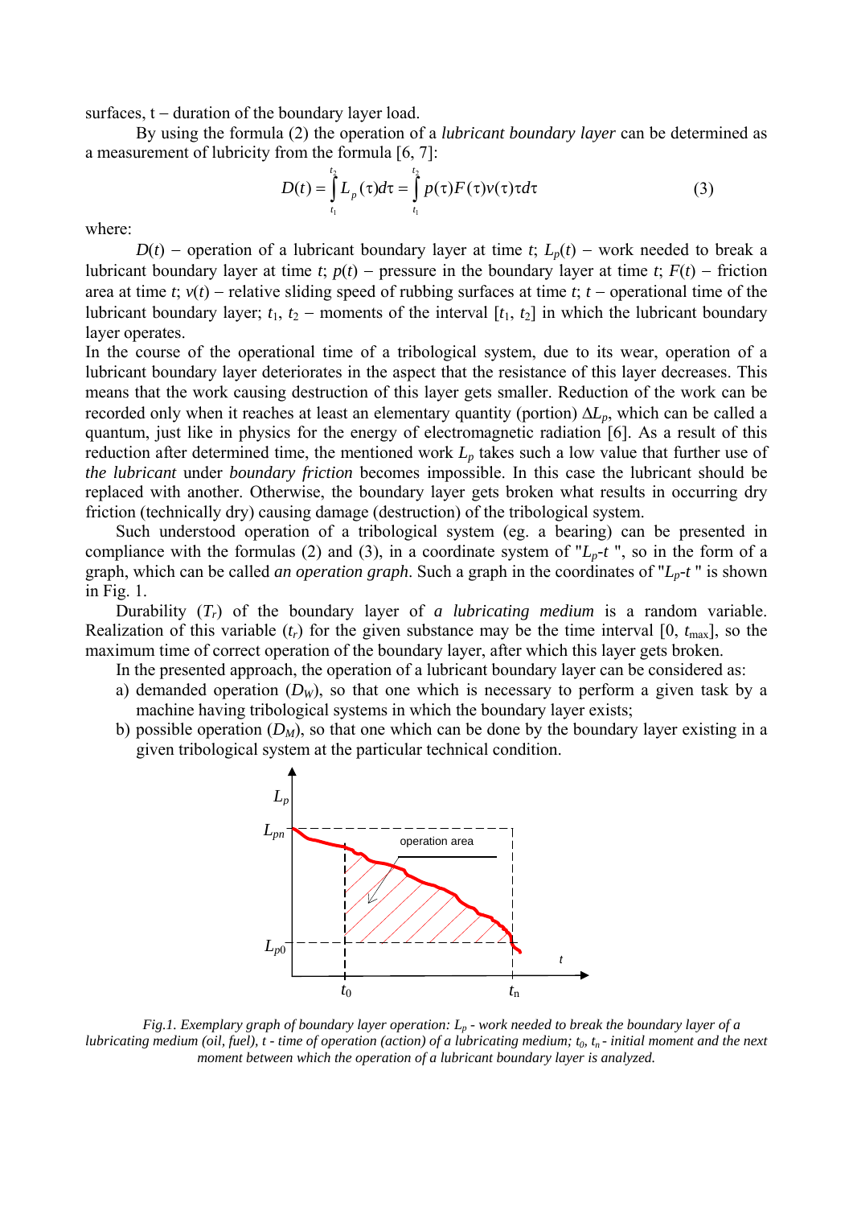surfaces, t – duration of the boundary layer load.

By using the formula (2) the operation of a *lubricant boundary layer* can be determined as a measurement of lubricity from the formula [6, 7]:

$$D(t) = \int_{t_1}^{t_2} L_p(\tau)d\tau = \int_{t_1}^{t_2} p(\tau)F(\tau)v(\tau)\tau d\tau \qquad (3)$$

where:

$D(t)$ – operation of a lubricant boundary layer at time $t$; $L_p(t)$ – work needed to break a lubricant boundary layer at time $t$; $p(t)$ – pressure in the boundary layer at time $t$; $F(t)$ – friction area at time $t$; $v(t)$ – relative sliding speed of rubbing surfaces at time $t$; $t$ – operational time of the lubricant boundary layer; $t_1$, $t_2$ – moments of the interval $[t_1, t_2]$ in which the lubricant boundary layer operates.

In the course of the operational time of a tribological system, due to its wear, operation of a lubricant boundary layer deteriorates in the aspect that the resistance of this layer decreases. This means that the work causing destruction of this layer gets smaller. Reduction of the work can be recorded only when it reaches at least an elementary quantity (portion) $\Delta L_p$, which can be called a quantum, just like in physics for the energy of electromagnetic radiation [6]. As a result of this reduction after determined time, the mentioned work $L_p$ takes such a low value that further use of *the lubricant* under *boundary friction* becomes impossible. In this case the lubricant should be replaced with another. Otherwise, the boundary layer gets broken what results in occurring dry friction (technically dry) causing damage (destruction) of the tribological system.

Such understood operation of a tribological system (eg. a bearing) can be presented in compliance with the formulas (2) and (3), in a coordinate system of "$L_p$-$t$ ", so in the form of a graph, which can be called *an operation graph*. Such a graph in the coordinates of "$L_p$-$t$ " is shown in Fig. 1.

Durability ($T_r$) of the boundary layer of *a lubricating medium* is a random variable. Realization of this variable ($t_r$) for the given substance may be the time interval $[0, t_{max}]$, so the maximum time of correct operation of the boundary layer, after which this layer gets broken.

In the presented approach, the operation of a lubricant boundary layer can be considered as:

a) demanded operation ($D_W$), so that one which is necessary to perform a given task by a machine having tribological systems in which the boundary layer exists;
b) possible operation ($D_M$), so that one which can be done by the boundary layer existing in a given tribological system at the particular technical condition.

*Fig.1. Exemplary graph of boundary layer operation: $L_p$ - work needed to break the boundary layer of a lubricating medium (oil, fuel), t - time of operation (action) of a lubricating medium; $t_0$, $t_n$ - initial moment and the next moment between which the operation of a lubricant boundary layer is analyzed.*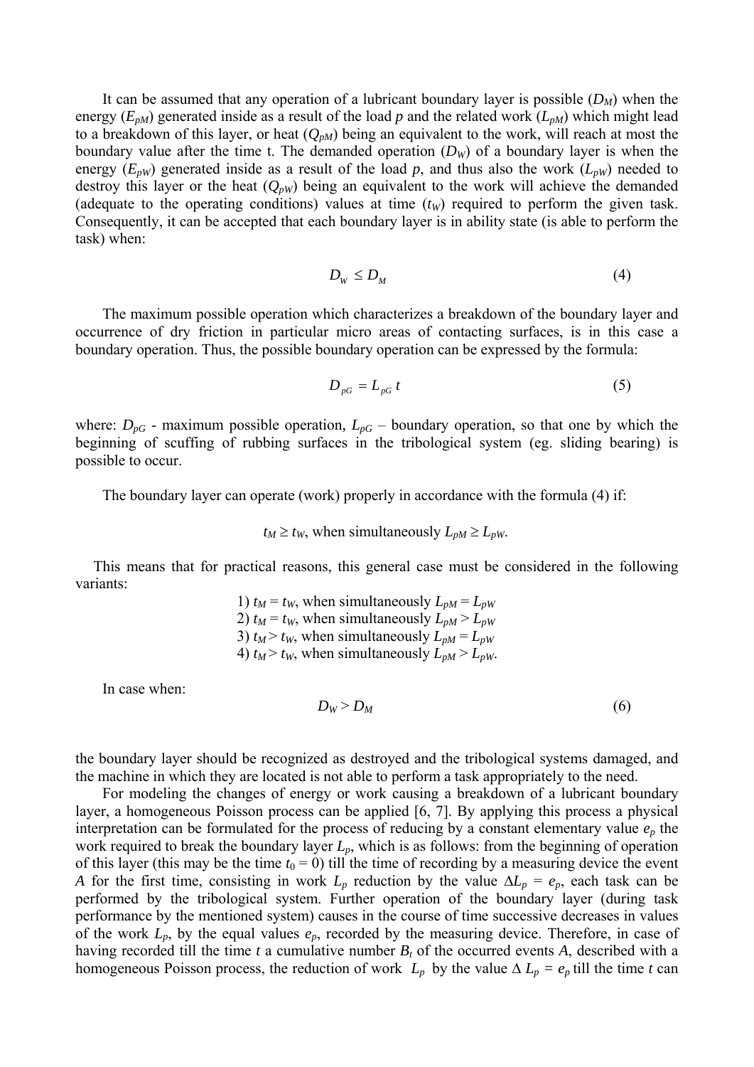It can be assumed that any operation of a lubricant boundary layer is possible ($D_M$) when the energy ($E_{pM}$) generated inside as a result of the load *p* and the related work ($L_{pM}$) which might lead to a breakdown of this layer, or heat ($Q_{pM}$) being an equivalent to the work, will reach at most the boundary value after the time t. The demanded operation ($D_W$) of a boundary layer is when the energy ($E_{pW}$) generated inside as a result of the load *p*, and thus also the work ($L_{pW}$) needed to destroy this layer or the heat ($Q_{pW}$) being an equivalent to the work will achieve the demanded (adequate to the operating conditions) values at time ($t_W$) required to perform the given task. Consequently, it can be accepted that each boundary layer is in ability state (is able to perform the task) when:

$$D_W \leq D_M \tag{4}$$

The maximum possible operation which characterizes a breakdown of the boundary layer and occurrence of dry friction in particular micro areas of contacting surfaces, is in this case a boundary operation. Thus, the possible boundary operation can be expressed by the formula:

$$D_{pG} = L_{pG}\, t \tag{5}$$

where: $D_{pG}$ - maximum possible operation, $L_{pG}$ – boundary operation, so that one by which the beginning of scuffing of rubbing surfaces in the tribological system (eg. sliding bearing) is possible to occur.

The boundary layer can operate (work) properly in accordance with the formula (4) if:

$t_M \geq t_W$, when simultaneously $L_{pM} \geq L_{pW}$.

This means that for practical reasons, this general case must be considered in the following variants:

1) $t_M = t_W$, when simultaneously $L_{pM} = L_{pW}$
2) $t_M = t_W$, when simultaneously $L_{pM} > L_{pW}$
3) $t_M > t_W$, when simultaneously $L_{pM} = L_{pW}$
4) $t_M > t_W$, when simultaneously $L_{pM} > L_{pW}$.

In case when:

$$D_W > D_M \tag{6}$$

the boundary layer should be recognized as destroyed and the tribological systems damaged, and the machine in which they are located is not able to perform a task appropriately to the need.

For modeling the changes of energy or work causing a breakdown of a lubricant boundary layer, a homogeneous Poisson process can be applied [6, 7]. By applying this process a physical interpretation can be formulated for the process of reducing by a constant elementary value $e_p$ the work required to break the boundary layer $L_p$, which is as follows: from the beginning of operation of this layer (this may be the time $t_0 = 0$) till the time of recording by a measuring device the event *A* for the first time, consisting in work $L_p$ reduction by the value $\Delta L_p = e_p$, each task can be performed by the tribological system. Further operation of the boundary layer (during task performance by the mentioned system) causes in the course of time successive decreases in values of the work $L_p$, by the equal values $e_p$, recorded by the measuring device. Therefore, in case of having recorded till the time *t* a cumulative number $B_t$ of the occurred events *A*, described with a homogeneous Poisson process, the reduction of work $L_p$ by the value $\Delta L_p = e_p$ till the time *t* can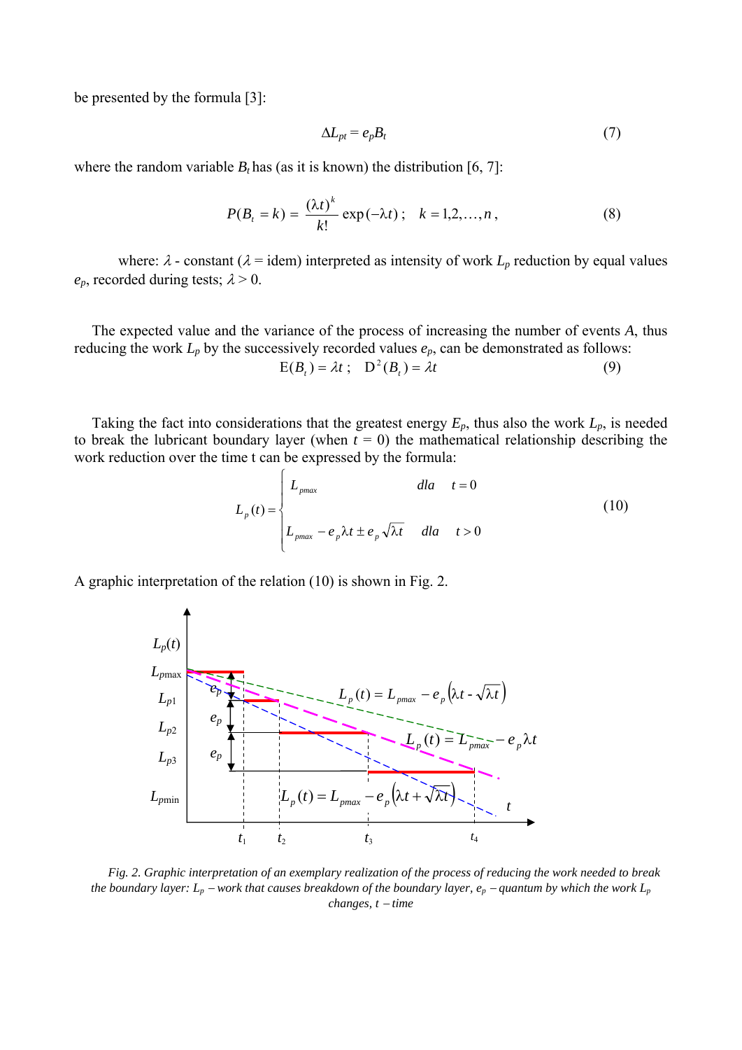be presented by the formula [3]:

$$\Delta L_{pt} = e_p B_t \tag{7}$$

where the random variable $B_t$ has (as it is known) the distribution [6, 7]:

$$P(B_t = k) = \frac{(\lambda t)^k}{k!} \exp(-\lambda t)\,; \quad k = 1,2,\ldots,n\,, \tag{8}$$

where: $\lambda$ - constant ($\lambda$ = idem) interpreted as intensity of work $L_p$ reduction by equal values $e_p$, recorded during tests; $\lambda > 0$.

The expected value and the variance of the process of increasing the number of events $A$, thus reducing the work $L_p$ by the successively recorded values $e_p$, can be demonstrated as follows:

$$\mathrm{E}(B_t) = \lambda t\,; \quad \mathrm{D}^2(B_t) = \lambda t \tag{9}$$

Taking the fact into considerations that the greatest energy $E_p$, thus also the work $L_p$, is needed to break the lubricant boundary layer (when $t = 0$) the mathematical relationship describing the work reduction over the time t can be expressed by the formula:

$$L_p(t) = \begin{cases} L_{pmax} & dla \quad t = 0 \\ L_{pmax} - e_p \lambda t \pm e_p \sqrt{\lambda t} & dla \quad t > 0 \end{cases} \tag{10}$$

A graphic interpretation of the relation (10) is shown in Fig. 2.

*Fig. 2. Graphic interpretation of an exemplary realization of the process of reducing the work needed to break the boundary layer: $L_p$ – work that causes breakdown of the boundary layer, $e_p$ – quantum by which the work $L_p$ changes, $t$ – time*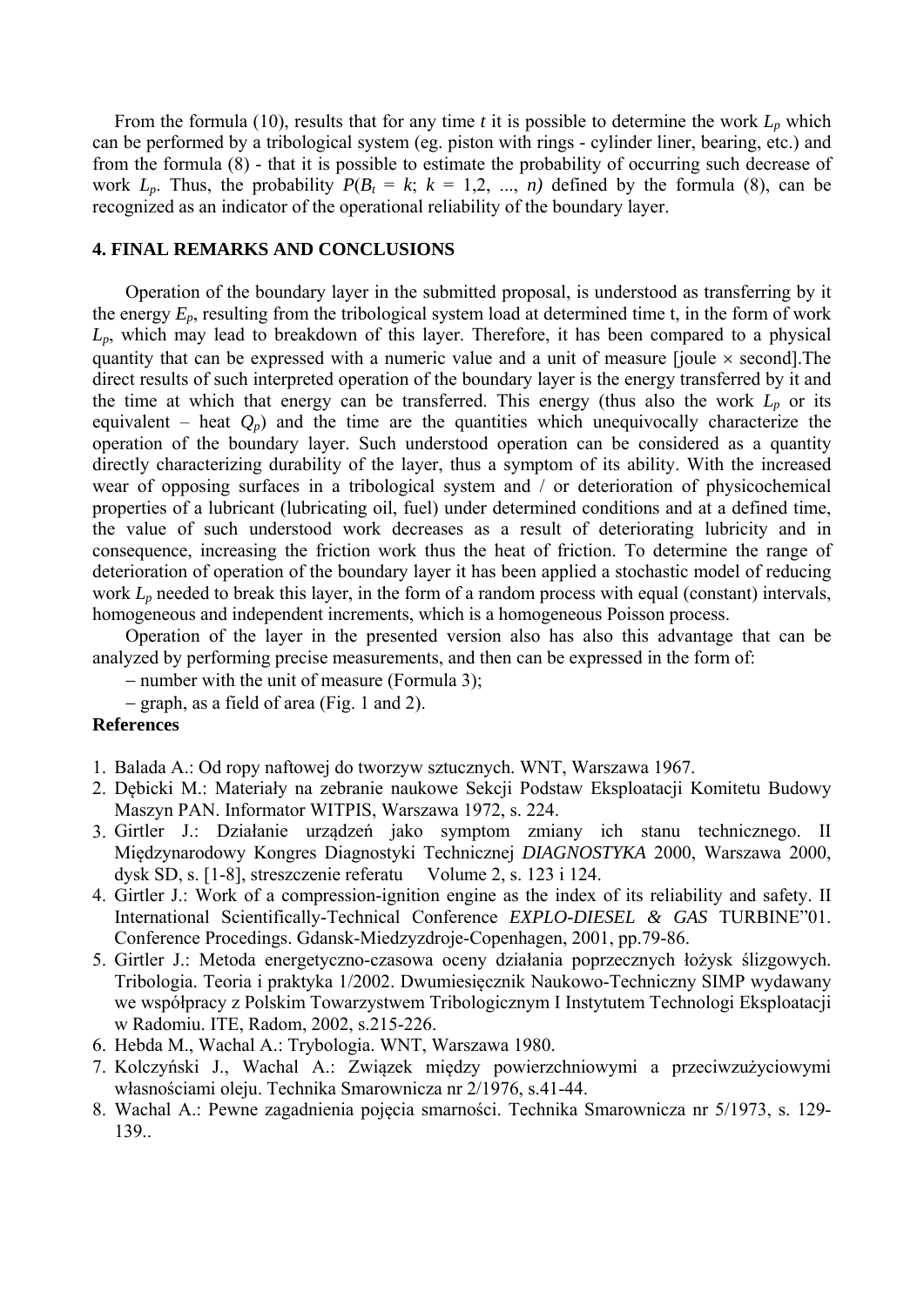From the formula (10), results that for any time $t$ it is possible to determine the work $L_p$ which can be performed by a tribological system (eg. piston with rings - cylinder liner, bearing, etc.) and from the formula (8) - that it is possible to estimate the probability of occurring such decrease of work $L_p$. Thus, the probability $P(B_t = k;\ k = 1,2, ..., n)$ defined by the formula (8), can be recognized as an indicator of the operational reliability of the boundary layer.

## 4. FINAL REMARKS AND CONCLUSIONS

Operation of the boundary layer in the submitted proposal, is understood as transferring by it the energy $E_p$, resulting from the tribological system load at determined time t, in the form of work $L_p$, which may lead to breakdown of this layer. Therefore, it has been compared to a physical quantity that can be expressed with a numeric value and a unit of measure [joule × second].The direct results of such interpreted operation of the boundary layer is the energy transferred by it and the time at which that energy can be transferred. This energy (thus also the work $L_p$ or its equivalent – heat $Q_p$) and the time are the quantities which unequivocally characterize the operation of the boundary layer. Such understood operation can be considered as a quantity directly characterizing durability of the layer, thus a symptom of its ability. With the increased wear of opposing surfaces in a tribological system and / or deterioration of physicochemical properties of a lubricant (lubricating oil, fuel) under determined conditions and at a defined time, the value of such understood work decreases as a result of deteriorating lubricity and in consequence, increasing the friction work thus the heat of friction. To determine the range of deterioration of operation of the boundary layer it has been applied a stochastic model of reducing work $L_p$ needed to break this layer, in the form of a random process with equal (constant) intervals, homogeneous and independent increments, which is a homogeneous Poisson process.

Operation of the layer in the presented version also has also this advantage that can be analyzed by performing precise measurements, and then can be expressed in the form of:

– number with the unit of measure (Formula 3);

– graph, as a field of area (Fig. 1 and 2).

**References**

1. Balada A.: Od ropy naftowej do tworzyw sztucznych. WNT, Warszawa 1967.
2. Dębicki M.: Materiały na zebranie naukowe Sekcji Podstaw Eksploatacji Komitetu Budowy Maszyn PAN. Informator WITPIS, Warszawa 1972, s. 224.
3. Girtler J.: Działanie urządzeń jako symptom zmiany ich stanu technicznego. II Międzynarodowy Kongres Diagnostyki Technicznej *DIAGNOSTYKA* 2000, Warszawa 2000, dysk SD, s. [1-8], streszczenie referatu Volume 2, s. 123 i 124.
4. Girtler J.: Work of a compression-ignition engine as the index of its reliability and safety. II International Scientifically-Technical Conference *EXPLO-DIESEL & GAS* TURBINE"01. Conference Procedings. Gdansk-Miedzyzdroje-Copenhagen, 2001, pp.79-86.
5. Girtler J.: Metoda energetyczno-czasowa oceny działania poprzecznych łożysk ślizgowych. Tribologia. Teoria i praktyka 1/2002. Dwumiesięcznik Naukowo-Techniczny SIMP wydawany we współpracy z Polskim Towarzystwem Tribologicznym I Instytutem Technologi Eksploatacji w Radomiu. ITE, Radom, 2002, s.215-226.
6. Hebda M., Wachal A.: Trybologia. WNT, Warszawa 1980.
7. Kolczyński J., Wachal A.: Związek między powierzchniowymi a przeciwzużyciowymi własnościami oleju. Technika Smarownicza nr 2/1976, s.41-44.
8. Wachal A.: Pewne zagadnienia pojęcia smarności. Technika Smarownicza nr 5/1973, s. 129-139..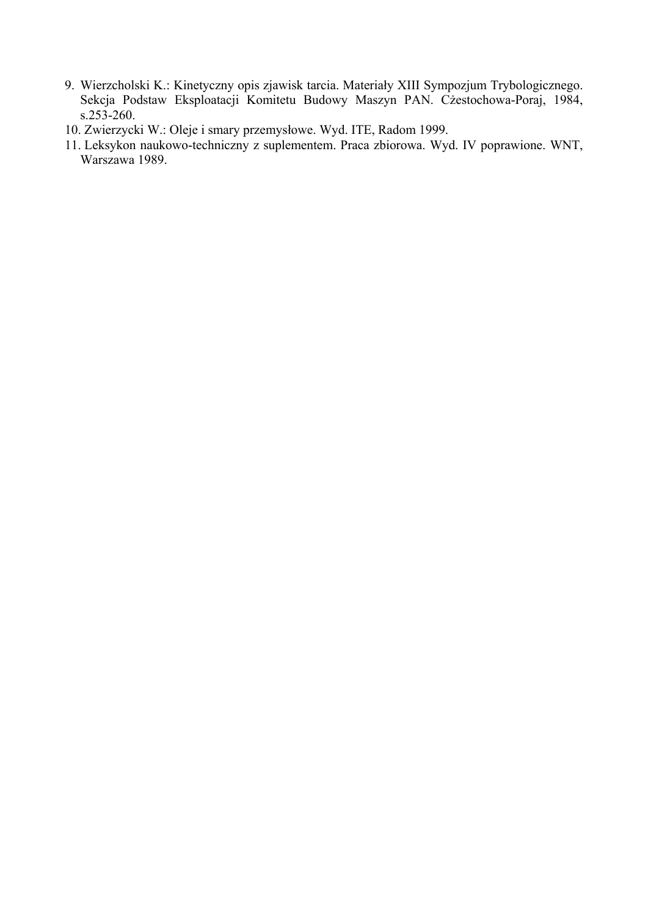9. Wierzcholski K.: Kinetyczny opis zjawisk tarcia. Materiały XIII Sympozjum Trybologicznego. Sekcja Podstaw Eksploatacji Komitetu Budowy Maszyn PAN. Częstochowa-Poraj, 1984, s.253-260.
10. Zwierzycki W.: Oleje i smary przemysłowe. Wyd. ITE, Radom 1999.
11. Leksykon naukowo-techniczny z suplementem. Praca zbiorowa. Wyd. IV poprawione. WNT, Warszawa 1989.